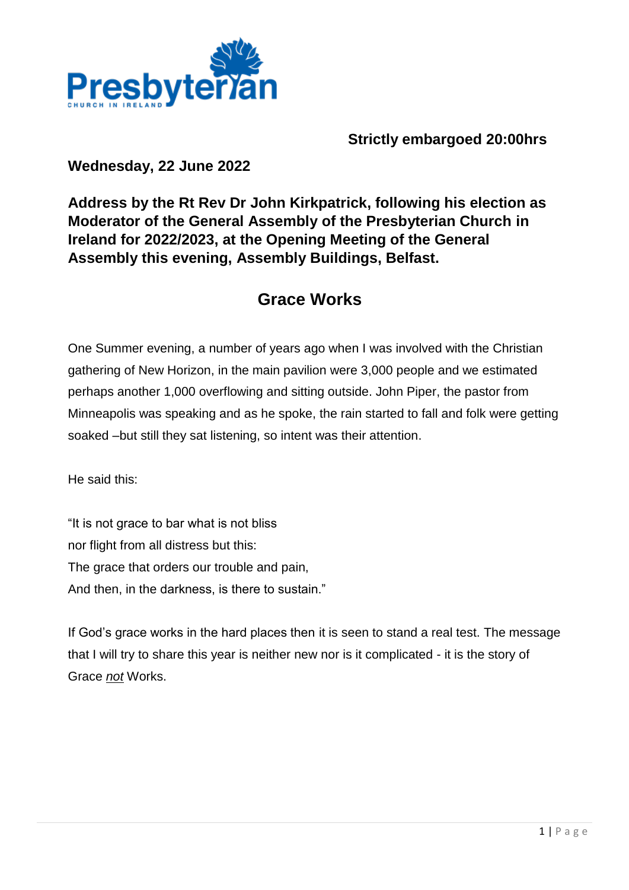**Strictly embargoed 20:00hrs**

**Wednesday, 22 June 2022**

**Address by the Rt Rev Dr John Kirkpatrick, following his election as Moderator of the General Assembly of the Presbyterian Church in Ireland for 2022/2023, at the Opening Meeting of the General Assembly this evening, Assembly Buildings, Belfast.**

## Grace Works

One Summer evening, a number of years ago when I was involved with the Christian gathering of New Horizon, in the main pavilion were 3,000 people and we estimated perhaps another 1,000 overflowing and sitting outside. John Piper, the pastor from Minneapolis was speaking and as he spoke, the rain started to fall and folk were getting soaked –but still they sat listening, so intent was their attention.

He said this:

"It is not grace to bar what is not bliss  
nor flight from all distress but this:  
The grace that orders our trouble and pain,  
And then, in the darkness, is there to sustain."

If God's grace works in the hard places then it is seen to stand a real test. The message that I will try to share this year is neither new nor is it complicated - it is the story of Grace ***not*** Works.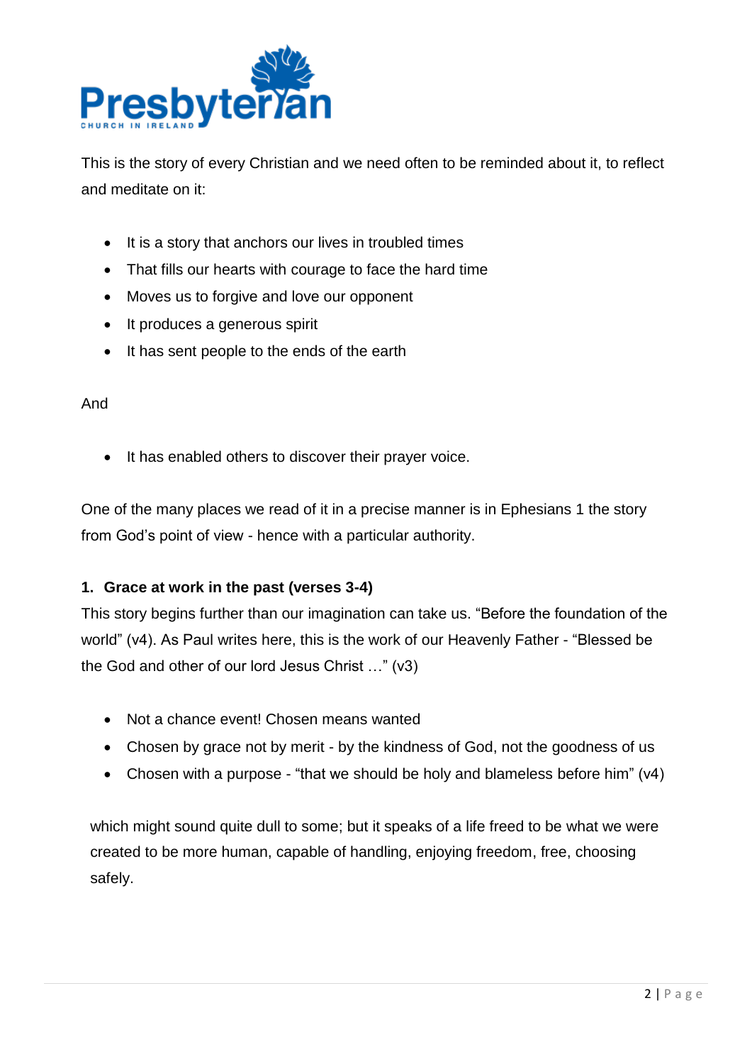This is the story of every Christian and we need often to be reminded about it, to reflect and meditate on it:

- It is a story that anchors our lives in troubled times
- That fills our hearts with courage to face the hard time
- Moves us to forgive and love our opponent
- It produces a generous spirit
- It has sent people to the ends of the earth

And

- It has enabled others to discover their prayer voice.

One of the many places we read of it in a precise manner is in Ephesians 1 the story from God's point of view - hence with a particular authority.

**1. Grace at work in the past (verses 3-4)**

This story begins further than our imagination can take us. "Before the foundation of the world" (v4). As Paul writes here, this is the work of our Heavenly Father - "Blessed be the God and other of our lord Jesus Christ …" (v3)

- Not a chance event! Chosen means wanted
- Chosen by grace not by merit - by the kindness of God, not the goodness of us
- Chosen with a purpose - "that we should be holy and blameless before him" (v4)

which might sound quite dull to some; but it speaks of a life freed to be what we were created to be more human, capable of handling, enjoying freedom, free, choosing safely.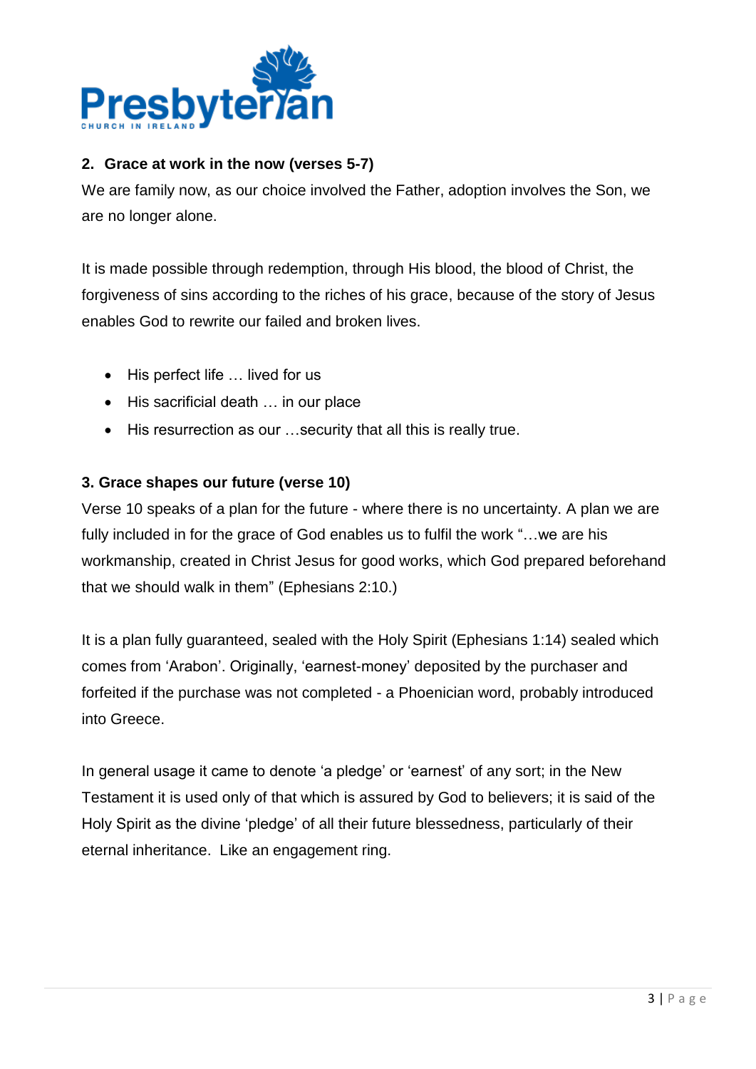## 2. Grace at work in the now (verses 5-7)

We are family now, as our choice involved the Father, adoption involves the Son, we are no longer alone.

It is made possible through redemption, through His blood, the blood of Christ, the forgiveness of sins according to the riches of his grace, because of the story of Jesus enables God to rewrite our failed and broken lives.

- His perfect life … lived for us
- His sacrificial death … in our place
- His resurrection as our …security that all this is really true.

## 3. Grace shapes our future (verse 10)

Verse 10 speaks of a plan for the future - where there is no uncertainty. A plan we are fully included in for the grace of God enables us to fulfil the work "…we are his workmanship, created in Christ Jesus for good works, which God prepared beforehand that we should walk in them" (Ephesians 2:10.)

It is a plan fully guaranteed, sealed with the Holy Spirit (Ephesians 1:14) sealed which comes from 'Arabon'. Originally, 'earnest-money' deposited by the purchaser and forfeited if the purchase was not completed - a Phoenician word, probably introduced into Greece.

In general usage it came to denote 'a pledge' or 'earnest' of any sort; in the New Testament it is used only of that which is assured by God to believers; it is said of the Holy Spirit as the divine 'pledge' of all their future blessedness, particularly of their eternal inheritance. Like an engagement ring.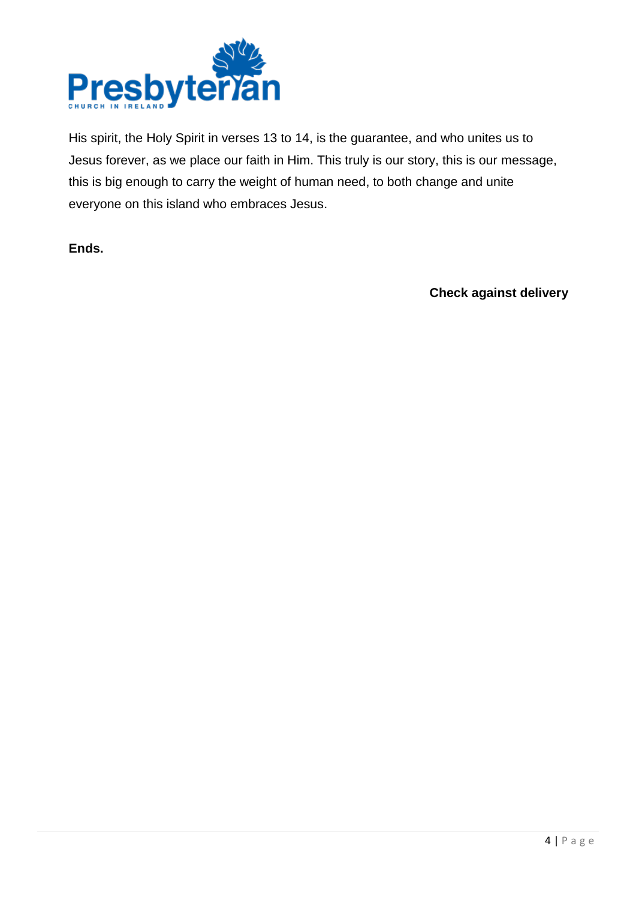His spirit, the Holy Spirit in verses 13 to 14, is the guarantee, and who unites us to Jesus forever, as we place our faith in Him. This truly is our story, this is our message, this is big enough to carry the weight of human need, to both change and unite everyone on this island who embraces Jesus.

**Ends.**

**Check against delivery**